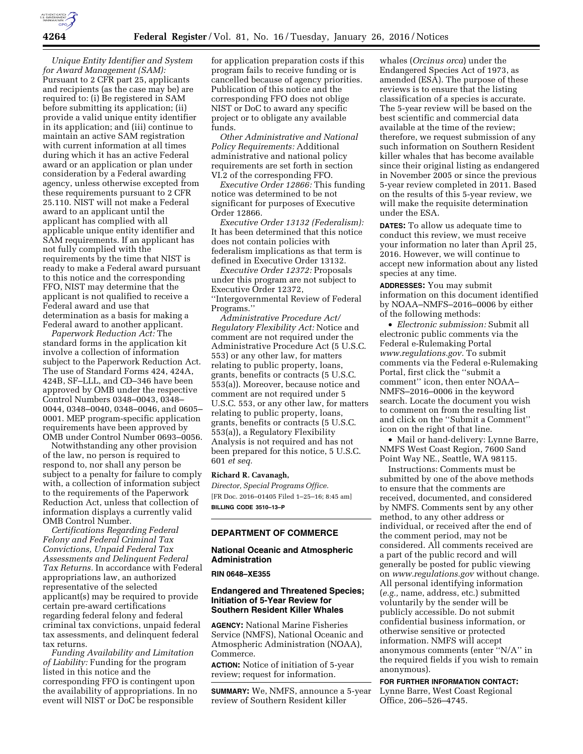*Unique Entity Identifier and System for Award Management (SAM):* Pursuant to 2 CFR part 25, applicants and recipients (as the case may be) are required to: (i) Be registered in SAM before submitting its application; (ii) provide a valid unique entity identifier in its application; and (iii) continue to maintain an active SAM registration with current information at all times during which it has an active Federal award or an application or plan under consideration by a Federal awarding agency, unless otherwise excepted from these requirements pursuant to 2 CFR 25.110. NIST will not make a Federal award to an applicant until the applicant has complied with all applicable unique entity identifier and SAM requirements. If an applicant has not fully complied with the requirements by the time that NIST is ready to make a Federal award pursuant to this notice and the corresponding FFO, NIST may determine that the applicant is not qualified to receive a Federal award and use that determination as a basis for making a Federal award to another applicant.

*Paperwork Reduction Act:* The standard forms in the application kit involve a collection of information subject to the Paperwork Reduction Act. The use of Standard Forms 424, 424A, 424B, SF–LLL, and CD–346 have been approved by OMB under the respective Control Numbers 0348–0043, 0348–0044, 0348–0040, 0348–0046, and 0605–0001. MEP program-specific application requirements have been approved by OMB under Control Number 0693–0056.

Notwithstanding any other provision of the law, no person is required to respond to, nor shall any person be subject to a penalty for failure to comply with, a collection of information subject to the requirements of the Paperwork Reduction Act, unless that collection of information displays a currently valid OMB Control Number.

*Certifications Regarding Federal Felony and Federal Criminal Tax Convictions, Unpaid Federal Tax Assessments and Delinquent Federal Tax Returns.* In accordance with Federal appropriations law, an authorized representative of the selected applicant(s) may be required to provide certain pre-award certifications regarding federal felony and federal criminal tax convictions, unpaid federal tax assessments, and delinquent federal tax returns.

*Funding Availability and Limitation of Liability:* Funding for the program listed in this notice and the corresponding FFO is contingent upon the availability of appropriations. In no event will NIST or DoC be responsible for application preparation costs if this program fails to receive funding or is cancelled because of agency priorities. Publication of this notice and the corresponding FFO does not oblige NIST or DoC to award any specific project or to obligate any available funds.

*Other Administrative and National Policy Requirements:* Additional administrative and national policy requirements are set forth in section VI.2 of the corresponding FFO.

*Executive Order 12866:* This funding notice was determined to be not significant for purposes of Executive Order 12866.

*Executive Order 13132 (Federalism):* It has been determined that this notice does not contain policies with federalism implications as that term is defined in Executive Order 13132.

*Executive Order 12372:* Proposals under this program are not subject to Executive Order 12372, ''Intergovernmental Review of Federal Programs.''

*Administrative Procedure Act/Regulatory Flexibility Act:* Notice and comment are not required under the Administrative Procedure Act (5 U.S.C. 553) or any other law, for matters relating to public property, loans, grants, benefits or contracts (5 U.S.C. 553(a)). Moreover, because notice and comment are not required under 5 U.S.C. 553, or any other law, for matters relating to public property, loans, grants, benefits or contracts (5 U.S.C. 553(a)), a Regulatory Flexibility Analysis is not required and has not been prepared for this notice, 5 U.S.C. 601 *et seq.*

**Richard R. Cavanagh,**

*Director, Special Programs Office.*

[FR Doc. 2016–01405 Filed 1–25–16; 8:45 am]

**BILLING CODE 3510–13–P**

## DEPARTMENT OF COMMERCE

### National Oceanic and Atmospheric Administration

**RIN 0648–XE355**

### Endangered and Threatened Species; Initiation of 5-Year Review for Southern Resident Killer Whales

**AGENCY:** National Marine Fisheries Service (NMFS), National Oceanic and Atmospheric Administration (NOAA), Commerce.

**ACTION:** Notice of initiation of 5-year review; request for information.

**SUMMARY:** We, NMFS, announce a 5-year review of Southern Resident killer whales (*Orcinus orca*) under the Endangered Species Act of 1973, as amended (ESA). The purpose of these reviews is to ensure that the listing classification of a species is accurate. The 5-year review will be based on the best scientific and commercial data available at the time of the review; therefore, we request submission of any such information on Southern Resident killer whales that has become available since their original listing as endangered in November 2005 or since the previous 5-year review completed in 2011. Based on the results of this 5-year review, we will make the requisite determination under the ESA.

**DATES:** To allow us adequate time to conduct this review, we must receive your information no later than April 25, 2016. However, we will continue to accept new information about any listed species at any time.

**ADDRESSES:** You may submit information on this document identified by NOAA–NMFS–2016–0006 by either of the following methods:

- *Electronic submission:* Submit all electronic public comments via the Federal e-Rulemaking Portal *www.regulations.gov.* To submit comments via the Federal e-Rulemaking Portal, first click the ''submit a comment'' icon, then enter NOAA–NMFS–2016–0006 in the keyword search. Locate the document you wish to comment on from the resulting list and click on the ''Submit a Comment'' icon on the right of that line.
- Mail or hand-delivery: Lynne Barre, NMFS West Coast Region, 7600 Sand Point Way NE., Seattle, WA 98115.

Instructions: Comments must be submitted by one of the above methods to ensure that the comments are received, documented, and considered by NMFS. Comments sent by any other method, to any other address or individual, or received after the end of the comment period, may not be considered. All comments received are a part of the public record and will generally be posted for public viewing on *www.regulations.gov* without change. All personal identifying information (*e.g.,* name, address, etc.) submitted voluntarily by the sender will be publicly accessible. Do not submit confidential business information, or otherwise sensitive or protected information. NMFS will accept anonymous comments (enter ''N/A'' in the required fields if you wish to remain anonymous).

**FOR FURTHER INFORMATION CONTACT:** Lynne Barre, West Coast Regional Office, 206–526–4745.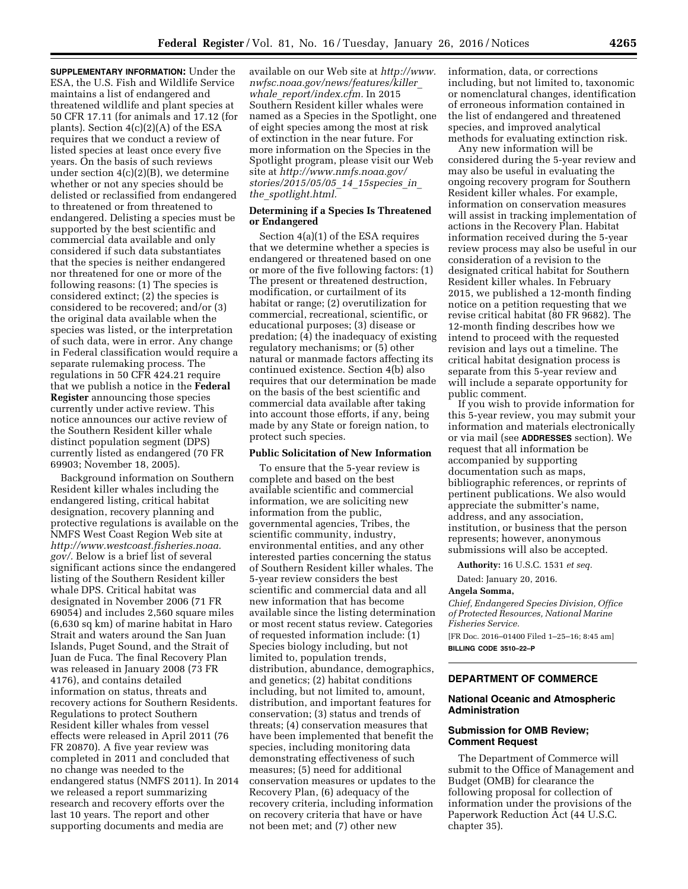**SUPPLEMENTARY INFORMATION:** Under the ESA, the U.S. Fish and Wildlife Service maintains a list of endangered and threatened wildlife and plant species at 50 CFR 17.11 (for animals and 17.12 (for plants). Section 4(c)(2)(A) of the ESA requires that we conduct a review of listed species at least once every five years. On the basis of such reviews under section 4(c)(2)(B), we determine whether or not any species should be delisted or reclassified from endangered to threatened or from threatened to endangered. Delisting a species must be supported by the best scientific and commercial data available and only considered if such data substantiates that the species is neither endangered nor threatened for one or more of the following reasons: (1) The species is considered extinct; (2) the species is considered to be recovered; and/or (3) the original data available when the species was listed, or the interpretation of such data, were in error. Any change in Federal classification would require a separate rulemaking process. The regulations in 50 CFR 424.21 require that we publish a notice in the **Federal Register** announcing those species currently under active review. This notice announces our active review of the Southern Resident killer whale distinct population segment (DPS) currently listed as endangered (70 FR 69903; November 18, 2005).

Background information on Southern Resident killer whales including the endangered listing, critical habitat designation, recovery planning and protective regulations is available on the NMFS West Coast Region Web site at *http://www.westcoast.fisheries.noaa.gov/*. Below is a brief list of several significant actions since the endangered listing of the Southern Resident killer whale DPS. Critical habitat was designated in November 2006 (71 FR 69054) and includes 2,560 square miles (6,630 sq km) of marine habitat in Haro Strait and waters around the San Juan Islands, Puget Sound, and the Strait of Juan de Fuca. The final Recovery Plan was released in January 2008 (73 FR 4176), and contains detailed information on status, threats and recovery actions for Southern Residents. Regulations to protect Southern Resident killer whales from vessel effects were released in April 2011 (76 FR 20870). A five year review was completed in 2011 and concluded that no change was needed to the endangered status (NMFS 2011). In 2014 we released a report summarizing research and recovery efforts over the last 10 years. The report and other supporting documents and media are available on our Web site at *http://www.nwfsc.noaa.gov/news/features/killer_whale_report/index.cfm.* In 2015 Southern Resident killer whales were named as a Species in the Spotlight, one of eight species among the most at risk of extinction in the near future. For more information on the Species in the Spotlight program, please visit our Web site at *http://www.nmfs.noaa.gov/stories/2015/05/05_14_15species_in_the_spotlight.html.*

### Determining if a Species Is Threatened or Endangered

Section 4(a)(1) of the ESA requires that we determine whether a species is endangered or threatened based on one or more of the five following factors: (1) The present or threatened destruction, modification, or curtailment of its habitat or range; (2) overutilization for commercial, recreational, scientific, or educational purposes; (3) disease or predation; (4) the inadequacy of existing regulatory mechanisms; or (5) other natural or manmade factors affecting its continued existence. Section 4(b) also requires that our determination be made on the basis of the best scientific and commercial data available after taking into account those efforts, if any, being made by any State or foreign nation, to protect such species.

### Public Solicitation of New Information

To ensure that the 5-year review is complete and based on the best available scientific and commercial information, we are soliciting new information from the public, governmental agencies, Tribes, the scientific community, industry, environmental entities, and any other interested parties concerning the status of Southern Resident killer whales. The 5-year review considers the best scientific and commercial data and all new information that has become available since the listing determination or most recent status review. Categories of requested information include: (1) Species biology including, but not limited to, population trends, distribution, abundance, demographics, and genetics; (2) habitat conditions including, but not limited to, amount, distribution, and important features for conservation; (3) status and trends of threats; (4) conservation measures that have been implemented that benefit the species, including monitoring data demonstrating effectiveness of such measures; (5) need for additional conservation measures or updates to the Recovery Plan, (6) adequacy of the recovery criteria, including information on recovery criteria that have or have not been met; and (7) other new information, data, or corrections including, but not limited to, taxonomic or nomenclatural changes, identification of erroneous information contained in the list of endangered and threatened species, and improved analytical methods for evaluating extinction risk.

Any new information will be considered during the 5-year review and may also be useful in evaluating the ongoing recovery program for Southern Resident killer whales. For example, information on conservation measures will assist in tracking implementation of actions in the Recovery Plan. Habitat information received during the 5-year review process may also be useful in our consideration of a revision to the designated critical habitat for Southern Resident killer whales. In February 2015, we published a 12-month finding notice on a petition requesting that we revise critical habitat (80 FR 9682). The 12-month finding describes how we intend to proceed with the requested revision and lays out a timeline. The critical habitat designation process is separate from this 5-year review and will include a separate opportunity for public comment.

If you wish to provide information for this 5-year review, you may submit your information and materials electronically or via mail (see **ADDRESSES** section). We request that all information be accompanied by supporting documentation such as maps, bibliographic references, or reprints of pertinent publications. We also would appreciate the submitter's name, address, and any association, institution, or business that the person represents; however, anonymous submissions will also be accepted.

**Authority:** 16 U.S.C. 1531 *et seq.*

Dated: January 20, 2016.

**Angela Somma,**

*Chief, Endangered Species Division, Office of Protected Resources, National Marine Fisheries Service.*

[FR Doc. 2016–01400 Filed 1–25–16; 8:45 am]

**BILLING CODE 3510–22–P**

## DEPARTMENT OF COMMERCE

### National Oceanic and Atmospheric Administration

### Submission for OMB Review; Comment Request

The Department of Commerce will submit to the Office of Management and Budget (OMB) for clearance the following proposal for collection of information under the provisions of the Paperwork Reduction Act (44 U.S.C. chapter 35).